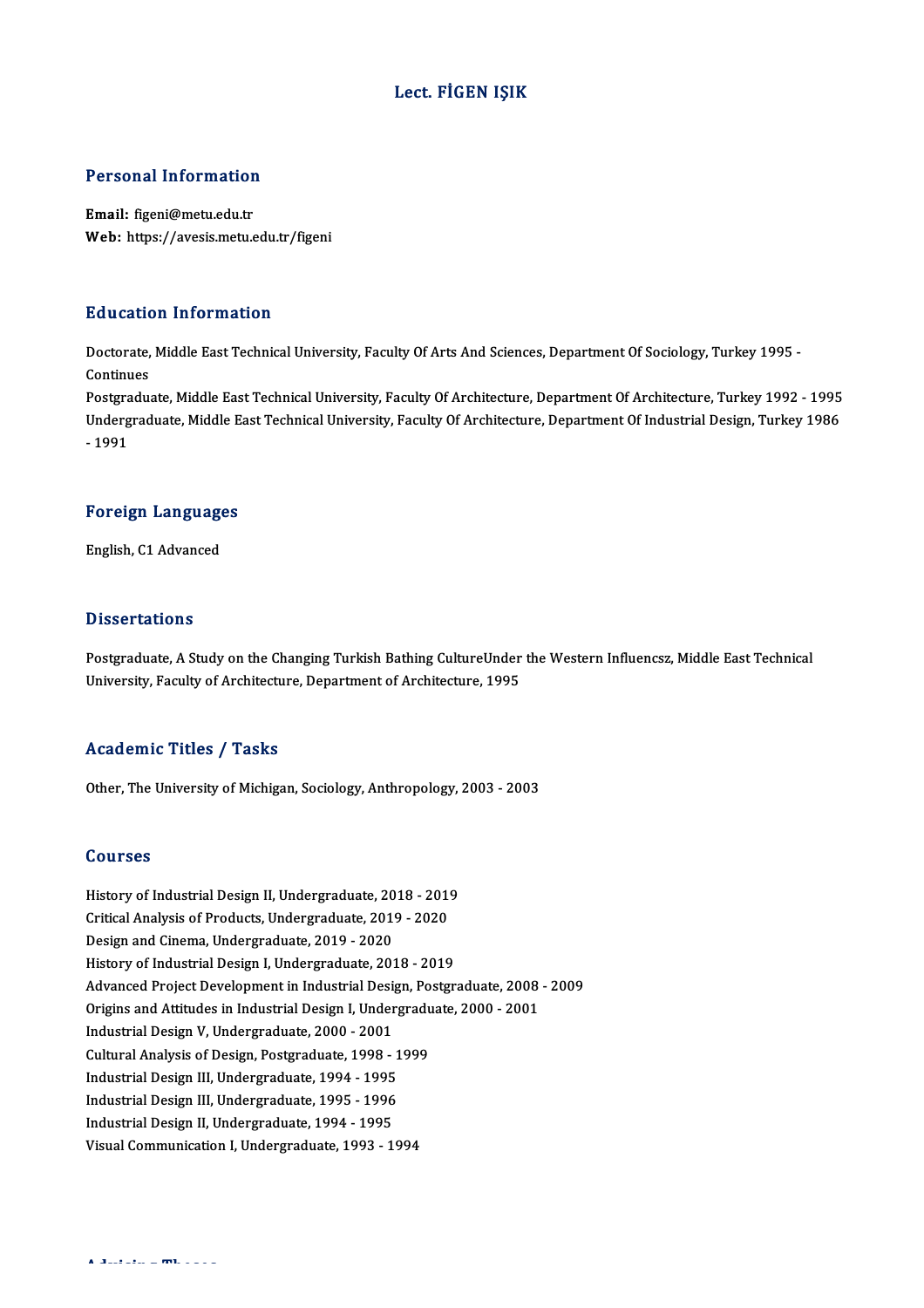# Lect. FİGEN IŞIK

## Personal Information

**Email:** figeni@metu.edu.tr
**Web:** https://avesis.metu.edu.tr/figeni

## Education Information

Doctorate, Middle East Technical University, Faculty Of Arts And Sciences, Department Of Sociology, Turkey 1995 - Continues
Postgraduate, Middle East Technical University, Faculty Of Architecture, Department Of Architecture, Turkey 1992 - 1995
Undergraduate, Middle East Technical University, Faculty Of Architecture, Department Of Industrial Design, Turkey 1986 - 1991

## Foreign Languages

English, C1 Advanced

## Dissertations

Postgraduate, A Study on the Changing Turkish Bathing CultureUnder the Western Influencsz, Middle East Technical University, Faculty of Architecture, Department of Architecture, 1995

## Academic Titles / Tasks

Other, The University of Michigan, Sociology, Anthropology, 2003 - 2003

## Courses

History of Industrial Design II, Undergraduate, 2018 - 2019
Critical Analysis of Products, Undergraduate, 2019 - 2020
Design and Cinema, Undergraduate, 2019 - 2020
History of Industrial Design I, Undergraduate, 2018 - 2019
Advanced Project Development in Industrial Design, Postgraduate, 2008 - 2009
Origins and Attitudes in Industrial Design I, Undergraduate, 2000 - 2001
Industrial Design V, Undergraduate, 2000 - 2001
Cultural Analysis of Design, Postgraduate, 1998 - 1999
Industrial Design III, Undergraduate, 1994 - 1995
Industrial Design III, Undergraduate, 1995 - 1996
Industrial Design II, Undergraduate, 1994 - 1995
Visual Communication I, Undergraduate, 1993 - 1994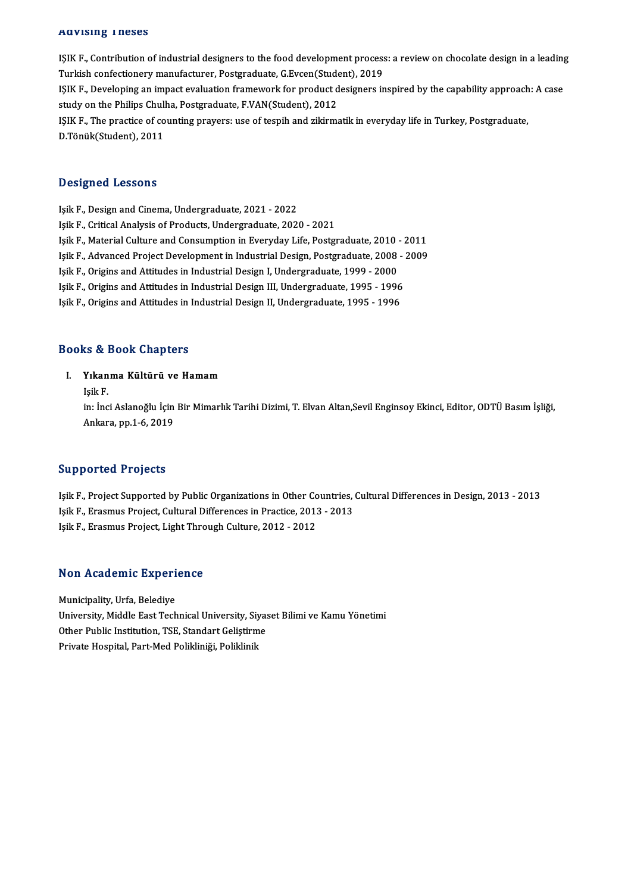## Advising Theses

IŞIK F., Contribution of industrial designers to the food development process: a review on chocolate design in a leading Turkish confectionery manufacturer, Postgraduate, G.Evcen(Student), 2019

IŞIK F., Developing an impact evaluation framework for product designers inspired by the capability approach: A case study on the Philips Chulha, Postgraduate, F.VAN(Student), 2012

IŞIK F., The practice of counting prayers: use of tespih and zikirmatik in everyday life in Turkey, Postgraduate, D.Tönük(Student), 2011

## Designed Lessons

Işik F., Design and Cinema, Undergraduate, 2021 - 2022

Işik F., Critical Analysis of Products, Undergraduate, 2020 - 2021

Işik F., Material Culture and Consumption in Everyday Life, Postgraduate, 2010 - 2011

Işik F., Advanced Project Development in Industrial Design, Postgraduate, 2008 - 2009

Işik F., Origins and Attitudes in Industrial Design I, Undergraduate, 1999 - 2000

Işik F., Origins and Attitudes in Industrial Design III, Undergraduate, 1995 - 1996

Işik F., Origins and Attitudes in Industrial Design II, Undergraduate, 1995 - 1996

## Books & Book Chapters

I. **Yıkanma Kültürü ve Hamam**
   Işik F.
   in: İnci Aslanoğlu İçin Bir Mimarlık Tarihi Dizimi, T. Elvan Altan,Sevil Enginsoy Ekinci, Editor, ODTÜ Basım İşliği, Ankara, pp.1-6, 2019

## Supported Projects

Işik F., Project Supported by Public Organizations in Other Countries, Cultural Differences in Design, 2013 - 2013

Işik F., Erasmus Project, Cultural Differences in Practice, 2013 - 2013

Işik F., Erasmus Project, Light Through Culture, 2012 - 2012

## Non Academic Experience

Municipality, Urfa, Belediye

University, Middle East Technical University, Siyaset Bilimi ve Kamu Yönetimi

Other Public Institution, TSE, Standart Geliştirme

Private Hospital, Part-Med Polikliniği, Poliklinik